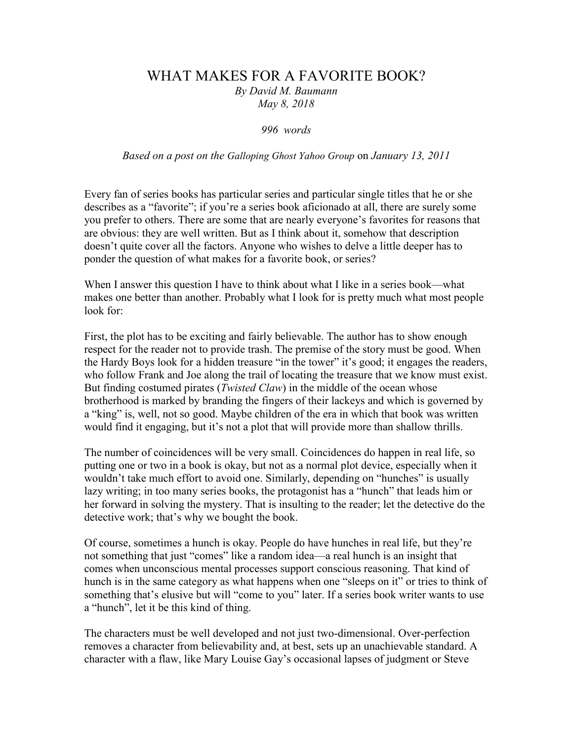# WHAT MAKES FOR A FAVORITE BOOK?

*By David M. Baumann*
*May 8, 2018*

*996 words*

*Based on a post on the Galloping Ghost Yahoo Group on January 13, 2011*

Every fan of series books has particular series and particular single titles that he or she describes as a "favorite"; if you're a series book aficionado at all, there are surely some you prefer to others. There are some that are nearly everyone's favorites for reasons that are obvious: they are well written. But as I think about it, somehow that description doesn't quite cover all the factors. Anyone who wishes to delve a little deeper has to ponder the question of what makes for a favorite book, or series?

When I answer this question I have to think about what I like in a series book—what makes one better than another. Probably what I look for is pretty much what most people look for:

First, the plot has to be exciting and fairly believable. The author has to show enough respect for the reader not to provide trash. The premise of the story must be good. When the Hardy Boys look for a hidden treasure "in the tower" it's good; it engages the readers, who follow Frank and Joe along the trail of locating the treasure that we know must exist. But finding costumed pirates (*Twisted Claw*) in the middle of the ocean whose brotherhood is marked by branding the fingers of their lackeys and which is governed by a "king" is, well, not so good. Maybe children of the era in which that book was written would find it engaging, but it's not a plot that will provide more than shallow thrills.

The number of coincidences will be very small. Coincidences do happen in real life, so putting one or two in a book is okay, but not as a normal plot device, especially when it wouldn't take much effort to avoid one. Similarly, depending on "hunches" is usually lazy writing; in too many series books, the protagonist has a "hunch" that leads him or her forward in solving the mystery. That is insulting to the reader; let the detective do the detective work; that's why we bought the book.

Of course, sometimes a hunch is okay. People do have hunches in real life, but they're not something that just "comes" like a random idea—a real hunch is an insight that comes when unconscious mental processes support conscious reasoning. That kind of hunch is in the same category as what happens when one "sleeps on it" or tries to think of something that's elusive but will "come to you" later. If a series book writer wants to use a "hunch", let it be this kind of thing.

The characters must be well developed and not just two-dimensional. Over-perfection removes a character from believability and, at best, sets up an unachievable standard. A character with a flaw, like Mary Louise Gay's occasional lapses of judgment or Steve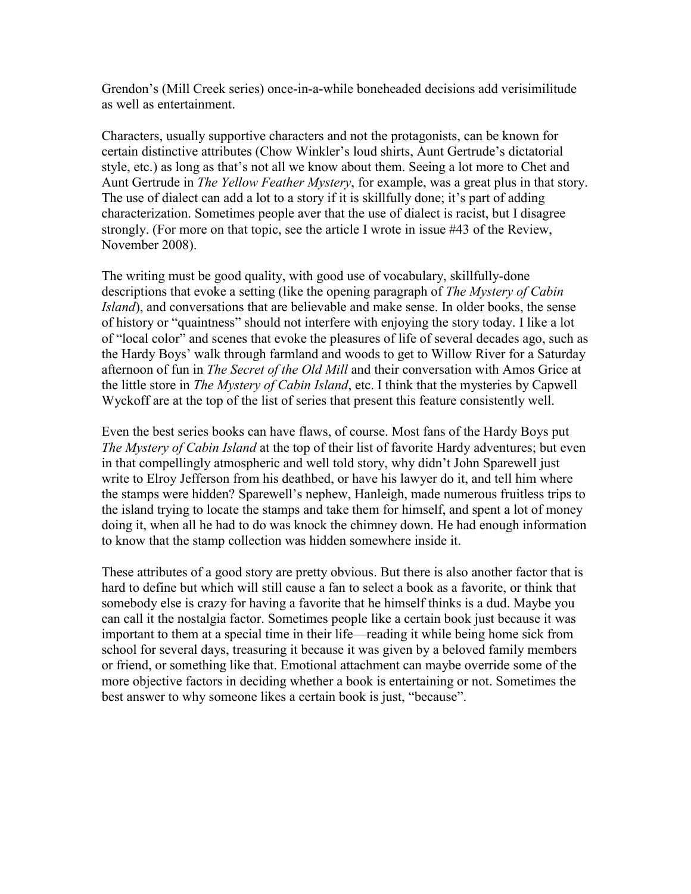Grendon's (Mill Creek series) once-in-a-while boneheaded decisions add verisimilitude as well as entertainment.

Characters, usually supportive characters and not the protagonists, can be known for certain distinctive attributes (Chow Winkler's loud shirts, Aunt Gertrude's dictatorial style, etc.) as long as that's not all we know about them. Seeing a lot more to Chet and Aunt Gertrude in *The Yellow Feather Mystery*, for example, was a great plus in that story. The use of dialect can add a lot to a story if it is skillfully done; it's part of adding characterization. Sometimes people aver that the use of dialect is racist, but I disagree strongly. (For more on that topic, see the article I wrote in issue #43 of the Review, November 2008).

The writing must be good quality, with good use of vocabulary, skillfully-done descriptions that evoke a setting (like the opening paragraph of *The Mystery of Cabin Island*), and conversations that are believable and make sense. In older books, the sense of history or "quaintness" should not interfere with enjoying the story today. I like a lot of "local color" and scenes that evoke the pleasures of life of several decades ago, such as the Hardy Boys' walk through farmland and woods to get to Willow River for a Saturday afternoon of fun in *The Secret of the Old Mill* and their conversation with Amos Grice at the little store in *The Mystery of Cabin Island*, etc. I think that the mysteries by Capwell Wyckoff are at the top of the list of series that present this feature consistently well.

Even the best series books can have flaws, of course. Most fans of the Hardy Boys put *The Mystery of Cabin Island* at the top of their list of favorite Hardy adventures; but even in that compellingly atmospheric and well told story, why didn't John Sparewell just write to Elroy Jefferson from his deathbed, or have his lawyer do it, and tell him where the stamps were hidden? Sparewell's nephew, Hanleigh, made numerous fruitless trips to the island trying to locate the stamps and take them for himself, and spent a lot of money doing it, when all he had to do was knock the chimney down. He had enough information to know that the stamp collection was hidden somewhere inside it.

These attributes of a good story are pretty obvious. But there is also another factor that is hard to define but which will still cause a fan to select a book as a favorite, or think that somebody else is crazy for having a favorite that he himself thinks is a dud. Maybe you can call it the nostalgia factor. Sometimes people like a certain book just because it was important to them at a special time in their life—reading it while being home sick from school for several days, treasuring it because it was given by a beloved family members or friend, or something like that. Emotional attachment can maybe override some of the more objective factors in deciding whether a book is entertaining or not. Sometimes the best answer to why someone likes a certain book is just, "because".